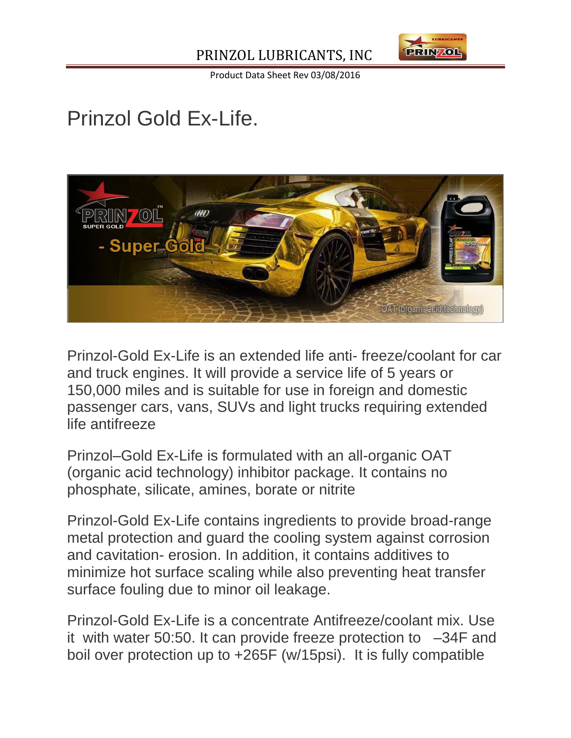PRINZOL LUBRICANTS, INC

Product Data Sheet Rev 03/08/2016

# Prinzol Gold Ex-Life.

Prinzol-Gold Ex-Life is an extended life anti- freeze/coolant for car and truck engines. It will provide a service life of 5 years or 150,000 miles and is suitable for use in foreign and domestic passenger cars, vans, SUVs and light trucks requiring extended life antifreeze

Prinzol–Gold Ex-Life is formulated with an all-organic OAT (organic acid technology) inhibitor package. It contains no phosphate, silicate, amines, borate or nitrite

Prinzol-Gold Ex-Life contains ingredients to provide broad-range metal protection and guard the cooling system against corrosion and cavitation- erosion. In addition, it contains additives to minimize hot surface scaling while also preventing heat transfer surface fouling due to minor oil leakage.

Prinzol-Gold Ex-Life is a concentrate Antifreeze/coolant mix. Use it with water 50:50. It can provide freeze protection to –34F and boil over protection up to +265F (w/15psi). It is fully compatible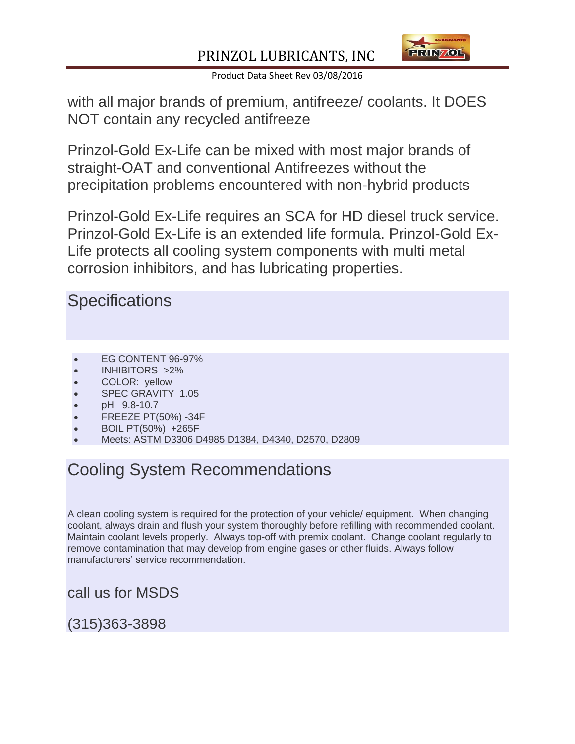with all major brands of premium, antifreeze/ coolants. It DOES NOT contain any recycled antifreeze

Prinzol-Gold Ex-Life can be mixed with most major brands of straight-OAT and conventional Antifreezes without the precipitation problems encountered with non-hybrid products

Prinzol-Gold Ex-Life requires an SCA for HD diesel truck service. Prinzol-Gold Ex-Life is an extended life formula. Prinzol-Gold Ex-Life protects all cooling system components with multi metal corrosion inhibitors, and has lubricating properties.

## Specifications

- EG CONTENT 96-97%
- INHIBITORS >2%
- COLOR: yellow
- SPEC GRAVITY 1.05
- pH 9.8-10.7
- FREEZE PT(50%) -34F
- BOIL PT(50%) +265F
- Meets: ASTM D3306 D4985 D1384, D4340, D2570, D2809

## Cooling System Recommendations

A clean cooling system is required for the protection of your vehicle/ equipment. When changing coolant, always drain and flush your system thoroughly before refilling with recommended coolant. Maintain coolant levels properly. Always top-off with premix coolant. Change coolant regularly to remove contamination that may develop from engine gases or other fluids. Always follow manufacturers' service recommendation.

call us for MSDS

(315)363-3898